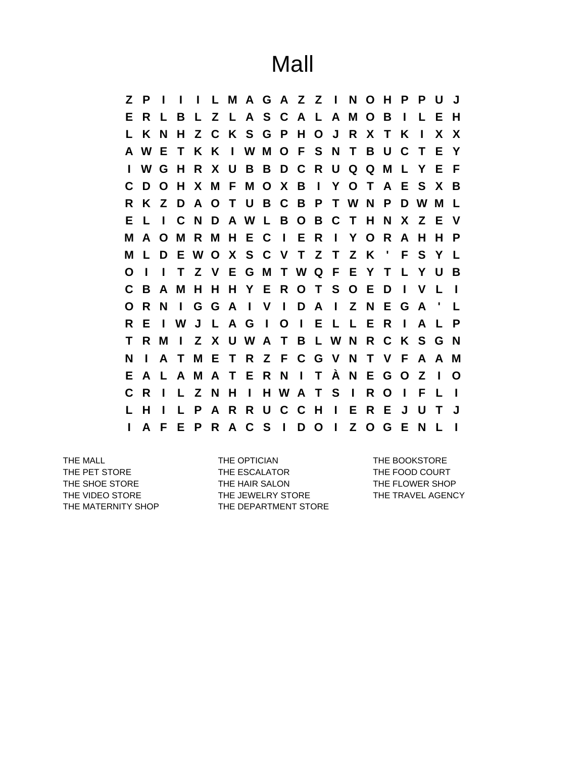# Mall

```
Z P I I I L M A G A Z Z I N O H P P U J
E R L B L Z L A S C A L A M O B I L E H
L K N H Z C K S G P H O J R X T K I X X
A W E T K K I W M O F S N T B U C T E Y
I W G H R X U B B D C R U Q Q M L Y E F
C D O H X M F M O X B I Y O T A E S X B
R K Z D A O T U B C B P T W N P D W M L
E L I C N D A W L B O B C T H N X Z E V
M A O M R M H E C I E R I Y O R A H H P
M L D E W O X S C V T Z T Z K ' F S Y L
O I I T Z V E G M T W Q F E Y T L Y U B
C B A M H H H Y E R O T S O E D I V L I
O R N I G G A I V I D A I Z N E G A ' L
R E I W J L A G I O I E L L E R I A L P
T R M I Z X U W A T B L W N R C K S G N
N I A T M E T R Z F C G V N T V F A A M
E A L A M A T E R N I T À N E G O Z I O
C R I L Z N H I H W A T S I R O I F L I
L H I L P A R R U C C H I E R E J U T J
I A F E P R A C S I D O I Z O G E N L I
```

| | | |
|---|---|---|
| THE MALL | THE OPTICIAN | THE BOOKSTORE |
| THE PET STORE | THE ESCALATOR | THE FOOD COURT |
| THE SHOE STORE | THE HAIR SALON | THE FLOWER SHOP |
| THE VIDEO STORE | THE JEWELRY STORE | THE TRAVEL AGENCY |
| THE MATERNITY SHOP | THE DEPARTMENT STORE | |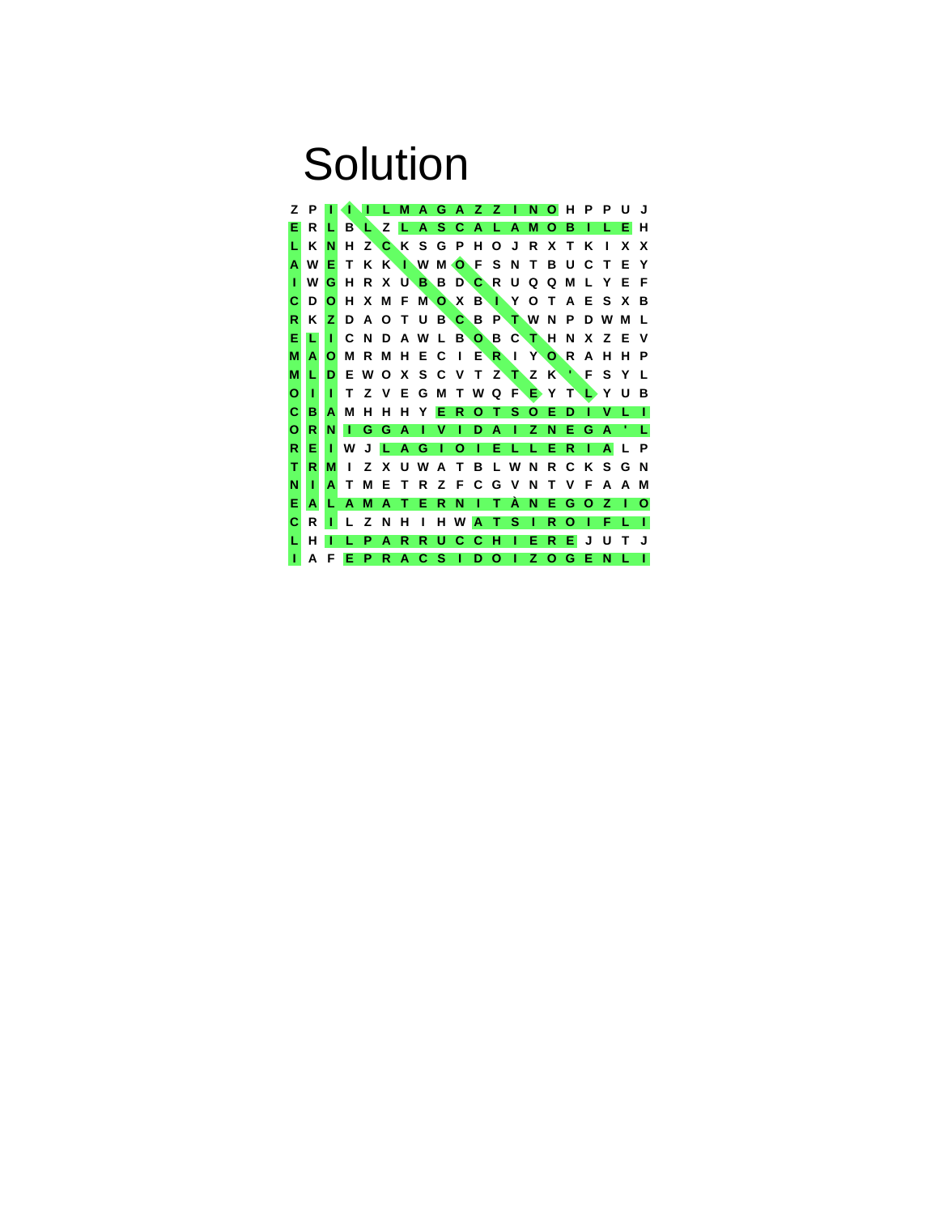# Solution

| | | | | | | | | | | | | | | | | | | | |
|---|---|---|---|---|---|---|---|---|---|---|---|---|---|---|---|---|---|---|---|
| Z | P | I | I | I | L | M | A | G | A | Z | Z | I | N | O | H | P | P | U | J |
| E | R | L | B | L | Z | L | A | S | C | A | L | A | M | O | B | I | L | E | H |
| L | K | N | H | Z | C | K | S | G | P | H | O | J | R | X | T | K | I | X | X |
| A | W | E | T | K | K | I | W | M | O | F | S | N | T | B | U | C | T | E | Y |
| I | W | G | H | R | X | U | B | B | D | C | R | U | Q | Q | M | L | Y | E | F |
| C | D | O | H | X | M | F | M | O | X | B | I | Y | O | T | A | E | S | X | B |
| R | K | Z | D | A | O | T | U | B | C | B | P | T | W | N | P | D | W | M | L |
| E | L | I | C | N | D | A | W | L | B | O | B | C | T | H | N | X | Z | E | V |
| M | A | O | M | R | M | H | E | C | I | E | R | I | Y | O | R | A | H | H | P |
| M | L | D | E | W | O | X | S | C | V | T | Z | T | Z | K | ' | F | S | Y | L |
| O | I | I | T | Z | V | E | G | M | T | W | Q | F | E | Y | T | L | Y | U | B |
| C | B | A | M | H | H | H | Y | E | R | O | T | S | O | E | D | I | V | L | I |
| O | R | N | I | G | G | A | I | V | I | D | A | I | Z | N | E | G | A | ' | L |
| R | E | I | W | J | L | A | G | I | O | I | E | L | L | E | R | I | A | L | P |
| T | R | M | I | Z | X | U | W | A | T | B | L | W | N | R | C | K | S | G | N |
| N | I | A | T | M | E | T | R | Z | F | C | G | V | N | T | V | F | A | A | M |
| E | A | L | A | M | A | T | E | R | N | I | T | À | N | E | G | O | Z | I | O |
| C | R | I | L | Z | N | H | I | H | W | A | T | S | I | R | O | I | F | L | I |
| L | H | I | L | P | A | R | R | U | C | C | H | I | E | R | E | J | U | T | J |
| I | A | F | E | P | R | A | C | S | I | D | O | I | Z | O | G | E | N | L | I |